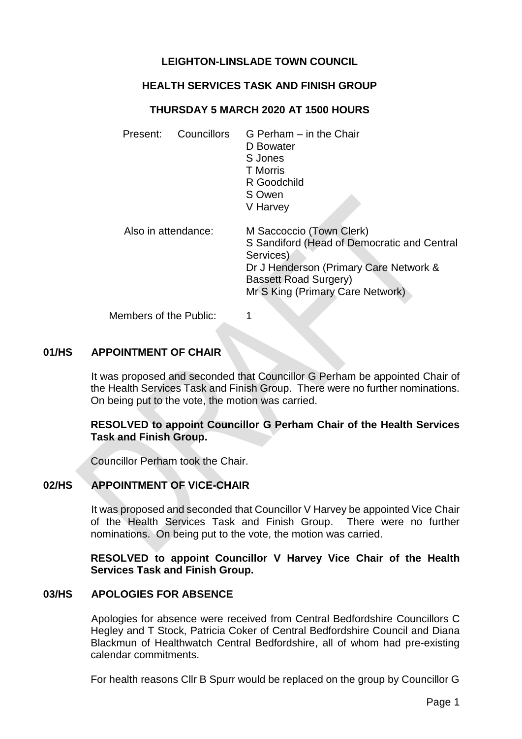# LEIGHTON-LINSLADE TOWN COUNCIL

## HEALTH SERVICES TASK AND FINISH GROUP

### THURSDAY 5 MARCH 2020 AT 1500 HOURS

Present: Councillors G Perham – in the Chair
D Bowater
S Jones
T Morris
R Goodchild
S Owen
V Harvey

Also in attendance: M Saccoccio (Town Clerk)
S Sandiford (Head of Democratic and Central Services)
Dr J Henderson (Primary Care Network & Bassett Road Surgery)
Mr S King (Primary Care Network)

Members of the Public: 1

**01/HS APPOINTMENT OF CHAIR**

It was proposed and seconded that Councillor G Perham be appointed Chair of the Health Services Task and Finish Group. There were no further nominations. On being put to the vote, the motion was carried.

**RESOLVED to appoint Councillor G Perham Chair of the Health Services Task and Finish Group.**

Councillor Perham took the Chair.

**02/HS APPOINTMENT OF VICE-CHAIR**

It was proposed and seconded that Councillor V Harvey be appointed Vice Chair of the Health Services Task and Finish Group. There were no further nominations. On being put to the vote, the motion was carried.

**RESOLVED to appoint Councillor V Harvey Vice Chair of the Health Services Task and Finish Group.**

**03/HS APOLOGIES FOR ABSENCE**

Apologies for absence were received from Central Bedfordshire Councillors C Hegley and T Stock, Patricia Coker of Central Bedfordshire Council and Diana Blackmun of Healthwatch Central Bedfordshire, all of whom had pre-existing calendar commitments.

For health reasons Cllr B Spurr would be replaced on the group by Councillor G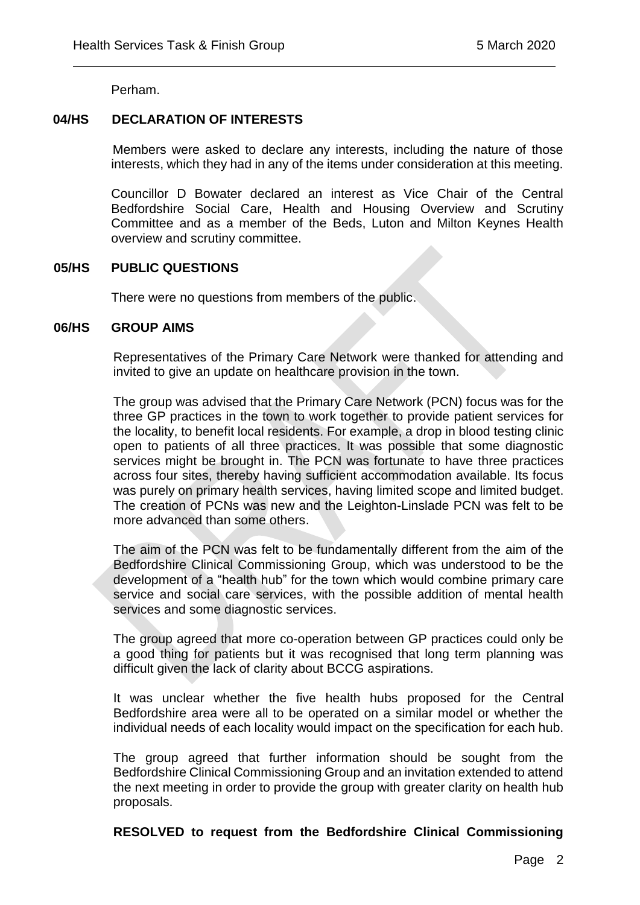Perham.

**04/HS DECLARATION OF INTERESTS**

Members were asked to declare any interests, including the nature of those interests, which they had in any of the items under consideration at this meeting.

Councillor D Bowater declared an interest as Vice Chair of the Central Bedfordshire Social Care, Health and Housing Overview and Scrutiny Committee and as a member of the Beds, Luton and Milton Keynes Health overview and scrutiny committee.

**05/HS PUBLIC QUESTIONS**

There were no questions from members of the public.

**06/HS GROUP AIMS**

Representatives of the Primary Care Network were thanked for attending and invited to give an update on healthcare provision in the town.

The group was advised that the Primary Care Network (PCN) focus was for the three GP practices in the town to work together to provide patient services for the locality, to benefit local residents. For example, a drop in blood testing clinic open to patients of all three practices. It was possible that some diagnostic services might be brought in. The PCN was fortunate to have three practices across four sites, thereby having sufficient accommodation available. Its focus was purely on primary health services, having limited scope and limited budget. The creation of PCNs was new and the Leighton-Linslade PCN was felt to be more advanced than some others.

The aim of the PCN was felt to be fundamentally different from the aim of the Bedfordshire Clinical Commissioning Group, which was understood to be the development of a "health hub" for the town which would combine primary care service and social care services, with the possible addition of mental health services and some diagnostic services.

The group agreed that more co-operation between GP practices could only be a good thing for patients but it was recognised that long term planning was difficult given the lack of clarity about BCCG aspirations.

It was unclear whether the five health hubs proposed for the Central Bedfordshire area were all to be operated on a similar model or whether the individual needs of each locality would impact on the specification for each hub.

The group agreed that further information should be sought from the Bedfordshire Clinical Commissioning Group and an invitation extended to attend the next meeting in order to provide the group with greater clarity on health hub proposals.

**RESOLVED to request from the Bedfordshire Clinical Commissioning**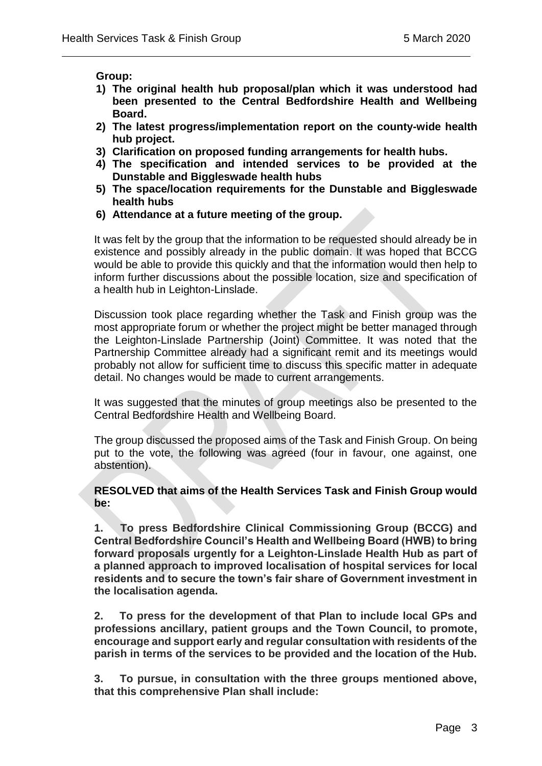**Group:**

1) **The original health hub proposal/plan which it was understood had been presented to the Central Bedfordshire Health and Wellbeing Board.**
2) **The latest progress/implementation report on the county-wide health hub project.**
3) **Clarification on proposed funding arrangements for health hubs.**
4) **The specification and intended services to be provided at the Dunstable and Biggleswade health hubs**
5) **The space/location requirements for the Dunstable and Biggleswade health hubs**
6) **Attendance at a future meeting of the group.**

It was felt by the group that the information to be requested should already be in existence and possibly already in the public domain. It was hoped that BCCG would be able to provide this quickly and that the information would then help to inform further discussions about the possible location, size and specification of a health hub in Leighton-Linslade.

Discussion took place regarding whether the Task and Finish group was the most appropriate forum or whether the project might be better managed through the Leighton-Linslade Partnership (Joint) Committee. It was noted that the Partnership Committee already had a significant remit and its meetings would probably not allow for sufficient time to discuss this specific matter in adequate detail. No changes would be made to current arrangements.

It was suggested that the minutes of group meetings also be presented to the Central Bedfordshire Health and Wellbeing Board.

The group discussed the proposed aims of the Task and Finish Group. On being put to the vote, the following was agreed (four in favour, one against, one abstention).

**RESOLVED that aims of the Health Services Task and Finish Group would be:**

**1. To press Bedfordshire Clinical Commissioning Group (BCCG) and Central Bedfordshire Council's Health and Wellbeing Board (HWB) to bring forward proposals urgently for a Leighton-Linslade Health Hub as part of a planned approach to improved localisation of hospital services for local residents and to secure the town's fair share of Government investment in the localisation agenda.**

**2. To press for the development of that Plan to include local GPs and professions ancillary, patient groups and the Town Council, to promote, encourage and support early and regular consultation with residents of the parish in terms of the services to be provided and the location of the Hub.**

**3. To pursue, in consultation with the three groups mentioned above, that this comprehensive Plan shall include:**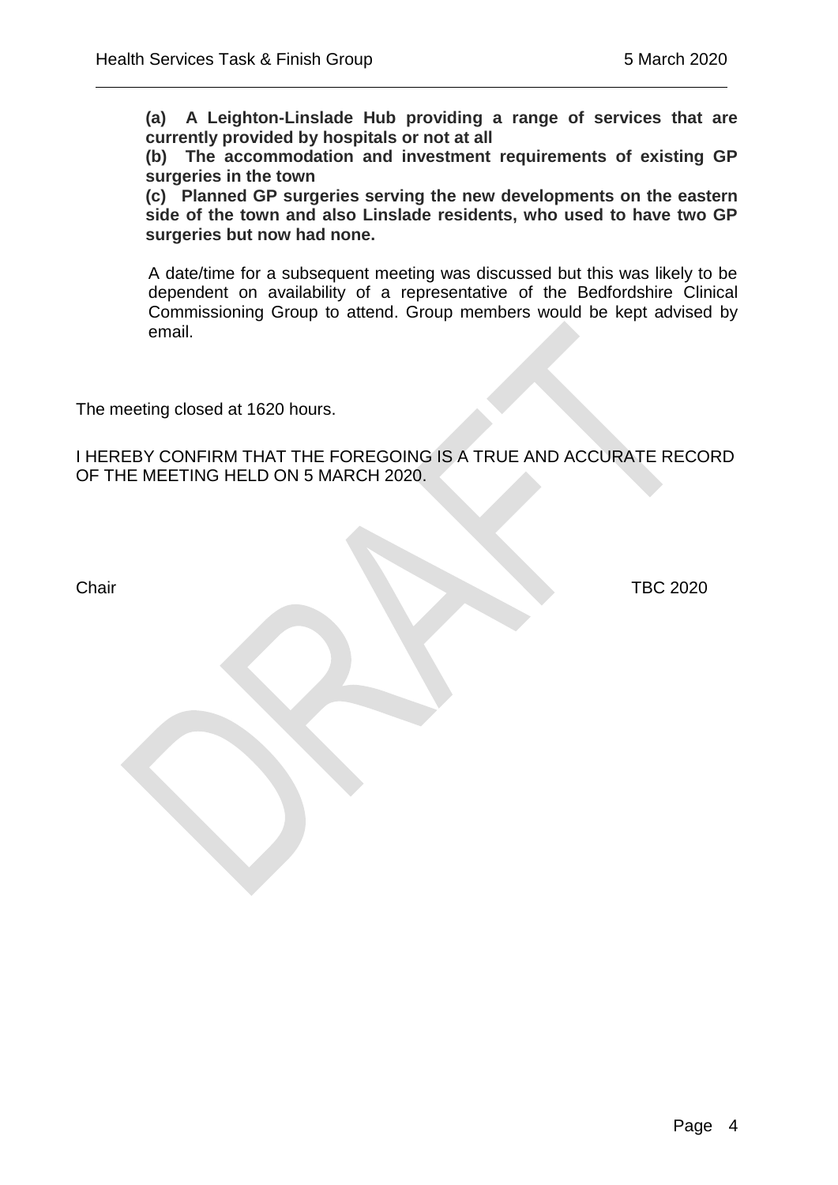**(a) A Leighton-Linslade Hub providing a range of services that are currently provided by hospitals or not at all**
**(b) The accommodation and investment requirements of existing GP surgeries in the town**
**(c) Planned GP surgeries serving the new developments on the eastern side of the town and also Linslade residents, who used to have two GP surgeries but now had none.**

A date/time for a subsequent meeting was discussed but this was likely to be dependent on availability of a representative of the Bedfordshire Clinical Commissioning Group to attend. Group members would be kept advised by email.

The meeting closed at 1620 hours.

I HEREBY CONFIRM THAT THE FOREGOING IS A TRUE AND ACCURATE RECORD OF THE MEETING HELD ON 5 MARCH 2020.

Chair TBC 2020